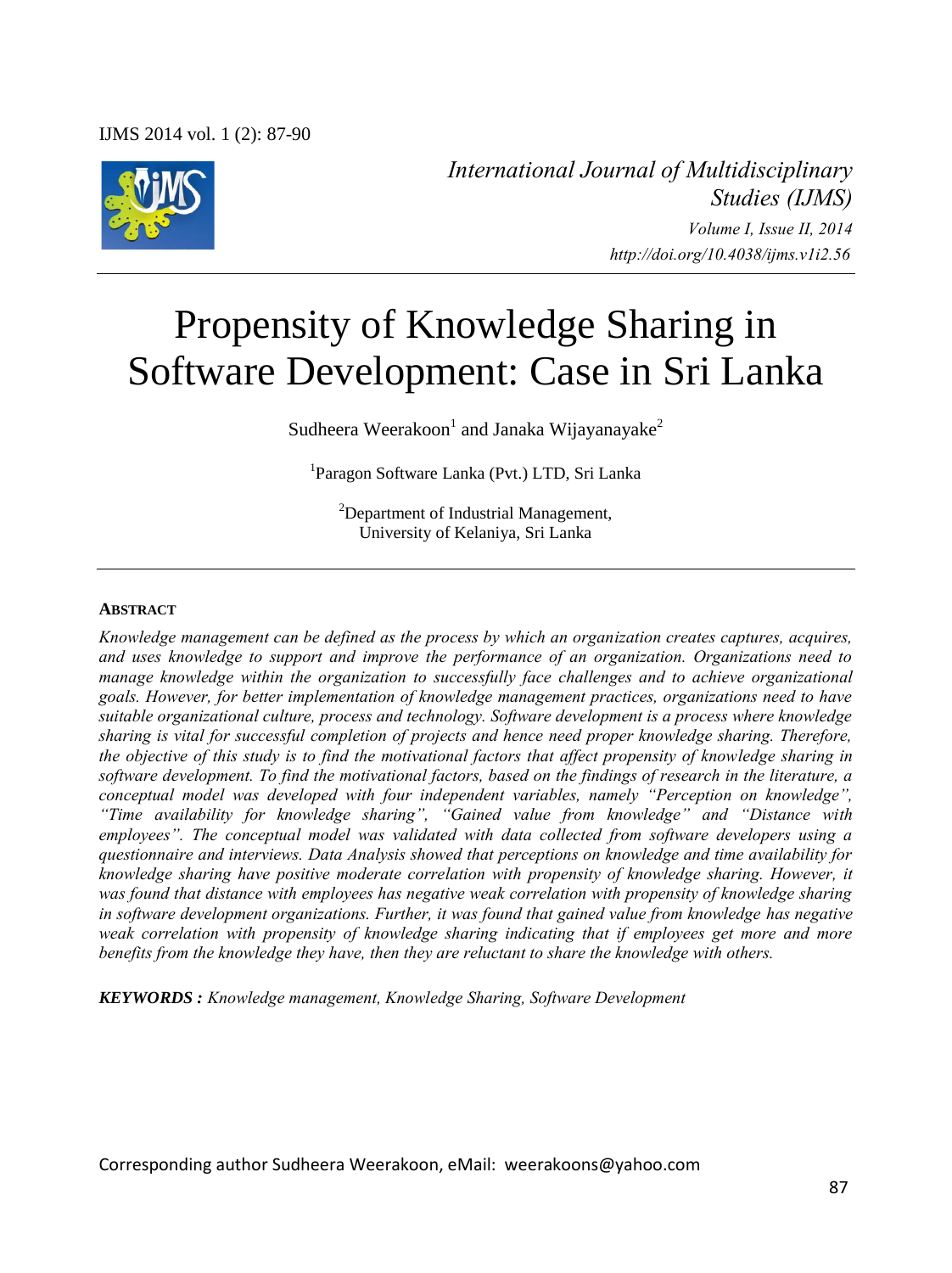*International Journal of Multidisciplinary Studies (IJMS)*
*Volume I, Issue II, 2014*
*http://doi.org/10.4038/ijms.v1i2.56*

# Propensity of Knowledge Sharing in Software Development: Case in Sri Lanka

Sudheera Weerakoon[1] and Janaka Wijayanayake[2]

[1]Paragon Software Lanka (Pvt.) LTD, Sri Lanka

[2]Department of Industrial Management, University of Kelaniya, Sri Lanka

**ABSTRACT**

*Knowledge management can be defined as the process by which an organization creates captures, acquires, and uses knowledge to support and improve the performance of an organization. Organizations need to manage knowledge within the organization to successfully face challenges and to achieve organizational goals. However, for better implementation of knowledge management practices, organizations need to have suitable organizational culture, process and technology. Software development is a process where knowledge sharing is vital for successful completion of projects and hence need proper knowledge sharing. Therefore, the objective of this study is to find the motivational factors that affect propensity of knowledge sharing in software development. To find the motivational factors, based on the findings of research in the literature, a conceptual model was developed with four independent variables, namely "Perception on knowledge", "Time availability for knowledge sharing", "Gained value from knowledge" and "Distance with employees". The conceptual model was validated with data collected from software developers using a questionnaire and interviews. Data Analysis showed that perceptions on knowledge and time availability for knowledge sharing have positive moderate correlation with propensity of knowledge sharing. However, it was found that distance with employees has negative weak correlation with propensity of knowledge sharing in software development organizations. Further, it was found that gained value from knowledge has negative weak correlation with propensity of knowledge sharing indicating that if employees get more and more benefits from the knowledge they have, then they are reluctant to share the knowledge with others.*

***KEYWORDS :*** *Knowledge management, Knowledge Sharing, Software Development*

Corresponding author Sudheera Weerakoon, eMail: weerakoons@yahoo.com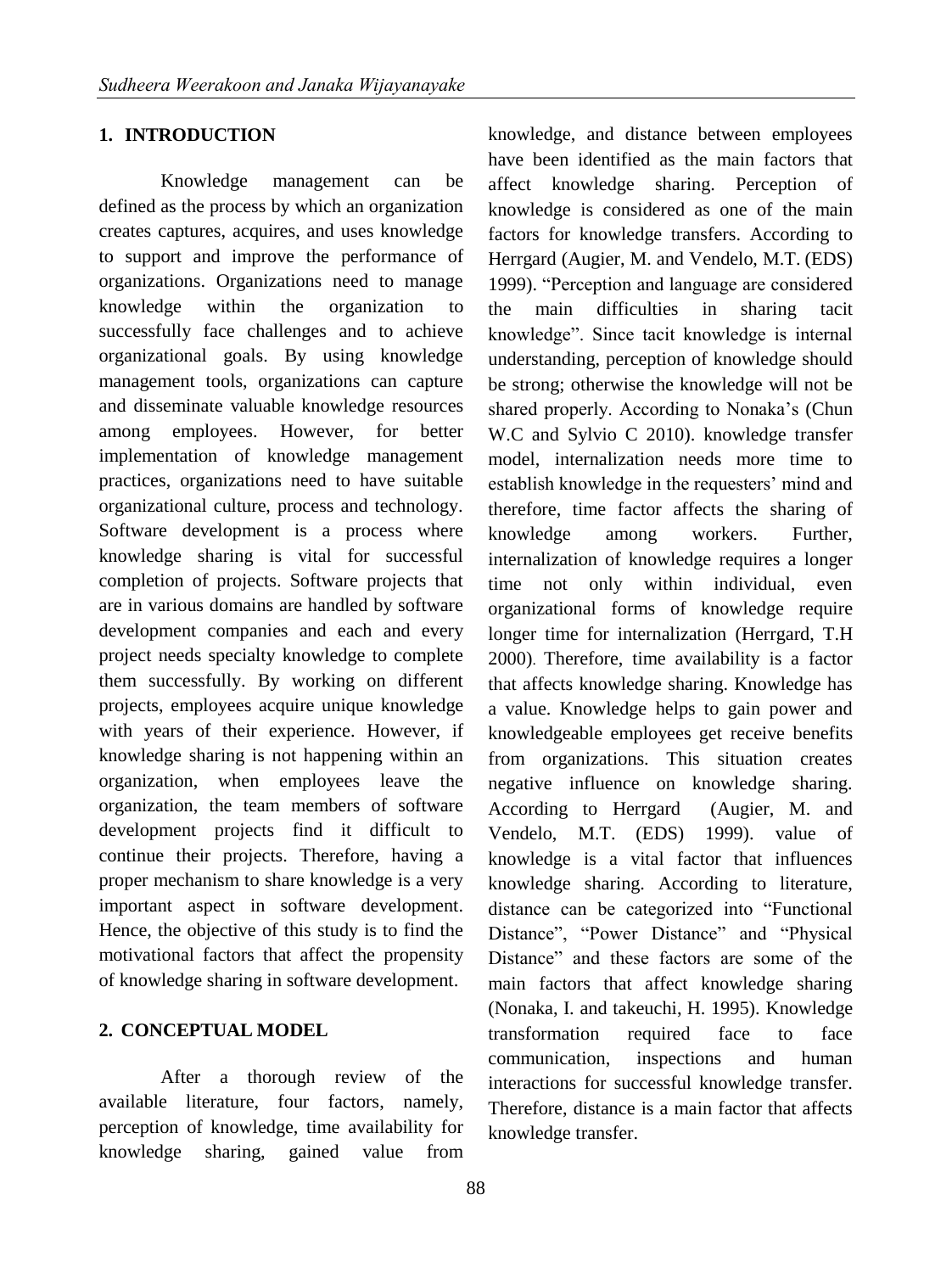## 1. INTRODUCTION

Knowledge management can be defined as the process by which an organization creates captures, acquires, and uses knowledge to support and improve the performance of organizations. Organizations need to manage knowledge within the organization to successfully face challenges and to achieve organizational goals. By using knowledge management tools, organizations can capture and disseminate valuable knowledge resources among employees. However, for better implementation of knowledge management practices, organizations need to have suitable organizational culture, process and technology. Software development is a process where knowledge sharing is vital for successful completion of projects. Software projects that are in various domains are handled by software development companies and each and every project needs specialty knowledge to complete them successfully. By working on different projects, employees acquire unique knowledge with years of their experience. However, if knowledge sharing is not happening within an organization, when employees leave the organization, the team members of software development projects find it difficult to continue their projects. Therefore, having a proper mechanism to share knowledge is a very important aspect in software development. Hence, the objective of this study is to find the motivational factors that affect the propensity of knowledge sharing in software development.

## 2. CONCEPTUAL MODEL

After a thorough review of the available literature, four factors, namely, perception of knowledge, time availability for knowledge sharing, gained value from knowledge, and distance between employees have been identified as the main factors that affect knowledge sharing. Perception of knowledge is considered as one of the main factors for knowledge transfers. According to Herrgard (Augier, M. and Vendelo, M.T. (EDS) 1999). "Perception and language are considered the main difficulties in sharing tacit knowledge". Since tacit knowledge is internal understanding, perception of knowledge should be strong; otherwise the knowledge will not be shared properly. According to Nonaka's (Chun W.C and Sylvio C 2010). knowledge transfer model, internalization needs more time to establish knowledge in the requesters' mind and therefore, time factor affects the sharing of knowledge among workers. Further, internalization of knowledge requires a longer time not only within individual, even organizational forms of knowledge require longer time for internalization (Herrgard, T.H 2000). Therefore, time availability is a factor that affects knowledge sharing. Knowledge has a value. Knowledge helps to gain power and knowledgeable employees get receive benefits from organizations. This situation creates negative influence on knowledge sharing. According to Herrgard (Augier, M. and Vendelo, M.T. (EDS) 1999). value of knowledge is a vital factor that influences knowledge sharing. According to literature, distance can be categorized into "Functional Distance", "Power Distance" and "Physical Distance" and these factors are some of the main factors that affect knowledge sharing (Nonaka, I. and takeuchi, H. 1995). Knowledge transformation required face to face communication, inspections and human interactions for successful knowledge transfer. Therefore, distance is a main factor that affects knowledge transfer.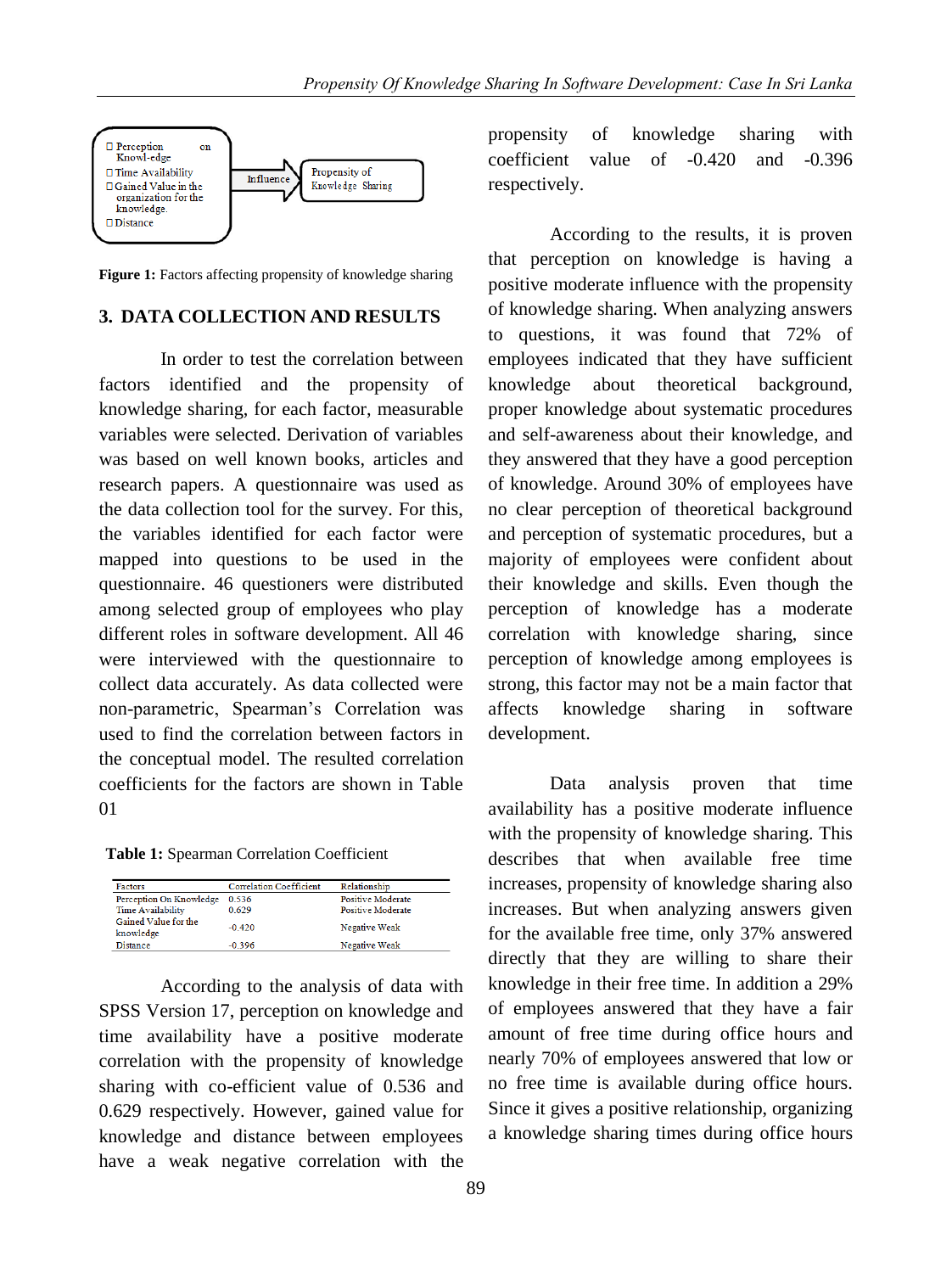- Perception on Knowl-edge
- Time Availability
- Gained Value in the organization for the knowledge.
- Distance

Influence → Propensity of Knowledge Sharing

**Figure 1:** Factors affecting propensity of knowledge sharing

## 3. DATA COLLECTION AND RESULTS

In order to test the correlation between factors identified and the propensity of knowledge sharing, for each factor, measurable variables were selected. Derivation of variables was based on well known books, articles and research papers. A questionnaire was used as the data collection tool for the survey. For this, the variables identified for each factor were mapped into questions to be used in the questionnaire. 46 questioners were distributed among selected group of employees who play different roles in software development. All 46 were interviewed with the questionnaire to collect data accurately. As data collected were non-parametric, Spearman's Correlation was used to find the correlation between factors in the conceptual model. The resulted correlation coefficients for the factors are shown in Table 01

**Table 1:** Spearman Correlation Coefficient

| Factors | Correlation Coefficient | Relationship |
|---|---|---|
| Perception On Knowledge | 0.536 | Positive Moderate |
| Time Availability | 0.629 | Positive Moderate |
| Gained Value for the knowledge | -0.420 | Negative Weak |
| Distance | -0.396 | Negative Weak |

According to the analysis of data with SPSS Version 17, perception on knowledge and time availability have a positive moderate correlation with the propensity of knowledge sharing with co-efficient value of 0.536 and 0.629 respectively. However, gained value for knowledge and distance between employees have a weak negative correlation with the propensity of knowledge sharing with coefficient value of -0.420 and -0.396 respectively.

According to the results, it is proven that perception on knowledge is having a positive moderate influence with the propensity of knowledge sharing. When analyzing answers to questions, it was found that 72% of employees indicated that they have sufficient knowledge about theoretical background, proper knowledge about systematic procedures and self-awareness about their knowledge, and they answered that they have a good perception of knowledge. Around 30% of employees have no clear perception of theoretical background and perception of systematic procedures, but a majority of employees were confident about their knowledge and skills. Even though the perception of knowledge has a moderate correlation with knowledge sharing, since perception of knowledge among employees is strong, this factor may not be a main factor that affects knowledge sharing in software development.

Data analysis proven that time availability has a positive moderate influence with the propensity of knowledge sharing. This describes that when available free time increases, propensity of knowledge sharing also increases. But when analyzing answers given for the available free time, only 37% answered directly that they are willing to share their knowledge in their free time. In addition a 29% of employees answered that they have a fair amount of free time during office hours and nearly 70% of employees answered that low or no free time is available during office hours. Since it gives a positive relationship, organizing a knowledge sharing times during office hours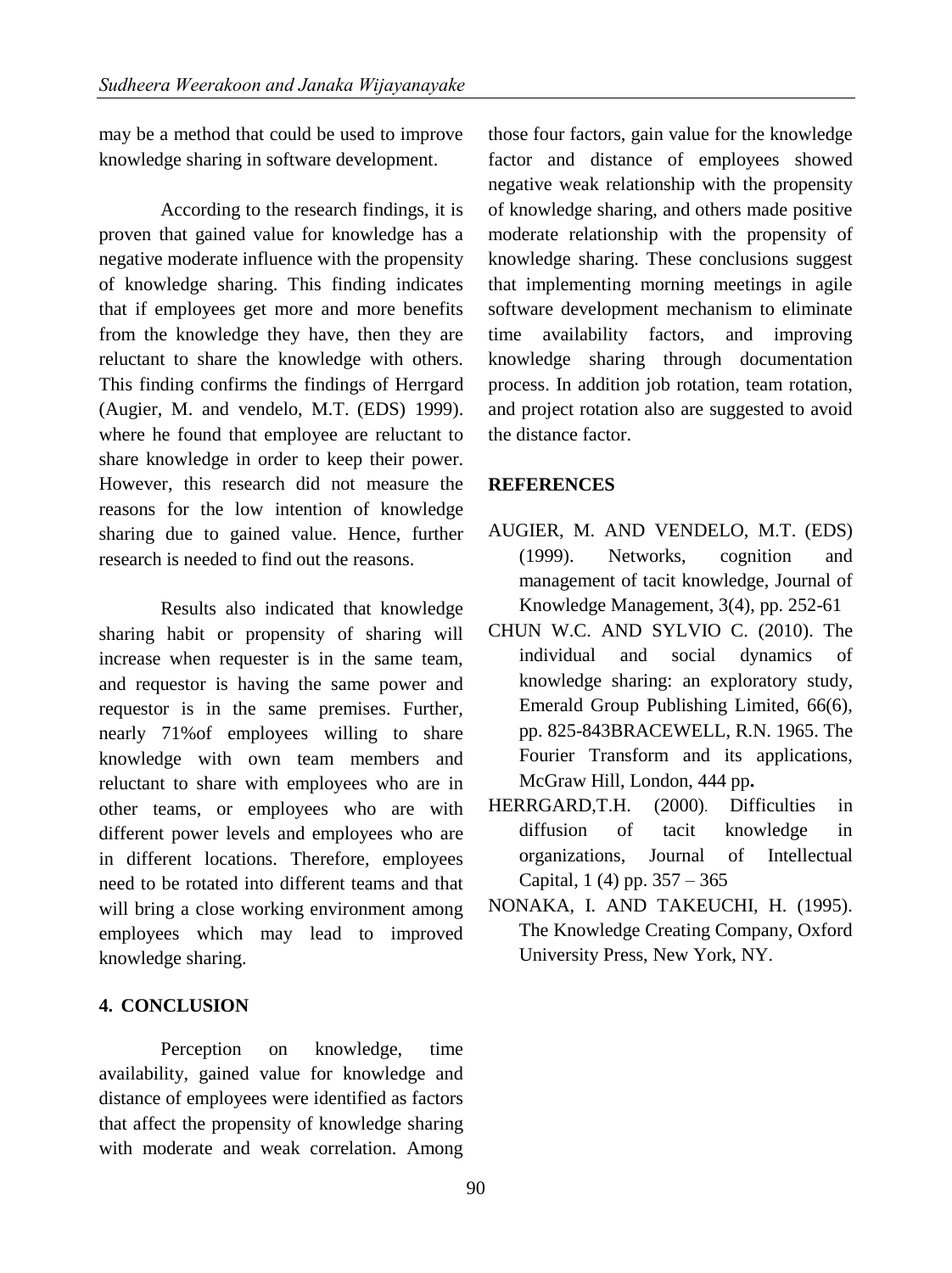may be a method that could be used to improve knowledge sharing in software development.

According to the research findings, it is proven that gained value for knowledge has a negative moderate influence with the propensity of knowledge sharing. This finding indicates that if employees get more and more benefits from the knowledge they have, then they are reluctant to share the knowledge with others. This finding confirms the findings of Herrgard (Augier, M. and vendelo, M.T. (EDS) 1999). where he found that employee are reluctant to share knowledge in order to keep their power. However, this research did not measure the reasons for the low intention of knowledge sharing due to gained value. Hence, further research is needed to find out the reasons.

Results also indicated that knowledge sharing habit or propensity of sharing will increase when requester is in the same team, and requestor is having the same power and requestor is in the same premises. Further, nearly 71%of employees willing to share knowledge with own team members and reluctant to share with employees who are in other teams, or employees who are with different power levels and employees who are in different locations. Therefore, employees need to be rotated into different teams and that will bring a close working environment among employees which may lead to improved knowledge sharing.

## 4. CONCLUSION

Perception on knowledge, time availability, gained value for knowledge and distance of employees were identified as factors that affect the propensity of knowledge sharing with moderate and weak correlation. Among those four factors, gain value for the knowledge factor and distance of employees showed negative weak relationship with the propensity of knowledge sharing, and others made positive moderate relationship with the propensity of knowledge sharing. These conclusions suggest that implementing morning meetings in agile software development mechanism to eliminate time availability factors, and improving knowledge sharing through documentation process. In addition job rotation, team rotation, and project rotation also are suggested to avoid the distance factor.

## REFERENCES

AUGIER, M. AND VENDELO, M.T. (EDS) (1999). Networks, cognition and management of tacit knowledge, Journal of Knowledge Management, 3(4), pp. 252-61

CHUN W.C. AND SYLVIO C. (2010). The individual and social dynamics of knowledge sharing: an exploratory study, Emerald Group Publishing Limited, 66(6), pp. 825-843BRACEWELL, R.N. 1965. The Fourier Transform and its applications, McGraw Hill, London, 444 pp**.**

HERRGARD,T.H. (2000). Difficulties in diffusion of tacit knowledge in organizations, Journal of Intellectual Capital, 1 (4) pp. 357 – 365

NONAKA, I. AND TAKEUCHI, H. (1995). The Knowledge Creating Company, Oxford University Press, New York, NY.